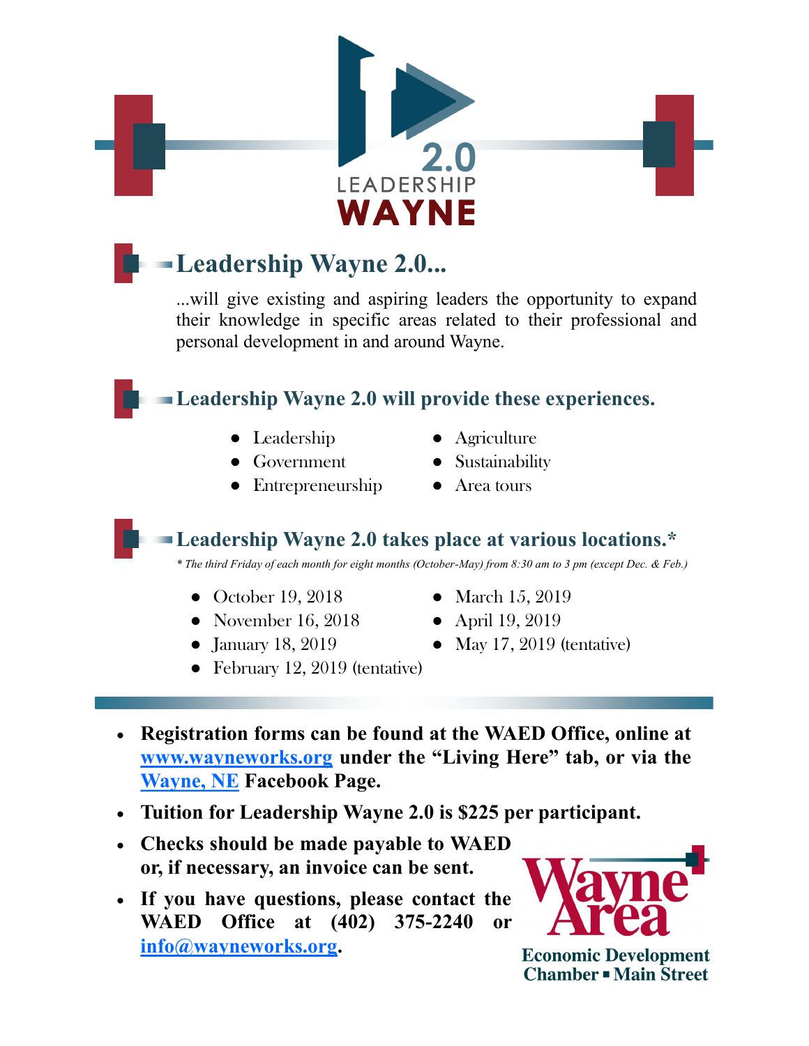2.0 LEADERSHIP WAYNE

## Leadership Wayne 2.0...

...will give existing and aspiring leaders the opportunity to expand their knowledge in specific areas related to their professional and personal development in and around Wayne.

## Leadership Wayne 2.0 will provide these experiences.

- Leadership
- Government
- Entrepreneurship
- Agriculture
- Sustainability
- Area tours

## Leadership Wayne 2.0 takes place at various locations.*

*\* The third Friday of each month for eight months (October-May) from 8:30 am to 3 pm (except Dec. & Feb.)*

- October 19, 2018
- November 16, 2018
- January 18, 2019
- February 12, 2019 (tentative)
- March 15, 2019
- April 19, 2019
- May 17, 2019 (tentative)

- **Registration forms can be found at the WAED Office, online at [www.wayneworks.org](www.wayneworks.org) under the "Living Here" tab, or via the [Wayne, NE]() Facebook Page.**
- **Tuition for Leadership Wayne 2.0 is $225 per participant.**
- **Checks should be made payable to WAED or, if necessary, an invoice can be sent.**
- **If you have questions, please contact the WAED Office at (402) 375-2240 or [info@wayneworks.org](mailto:info@wayneworks.org).**

Wayne Area
Economic Development
Chamber ▪ Main Street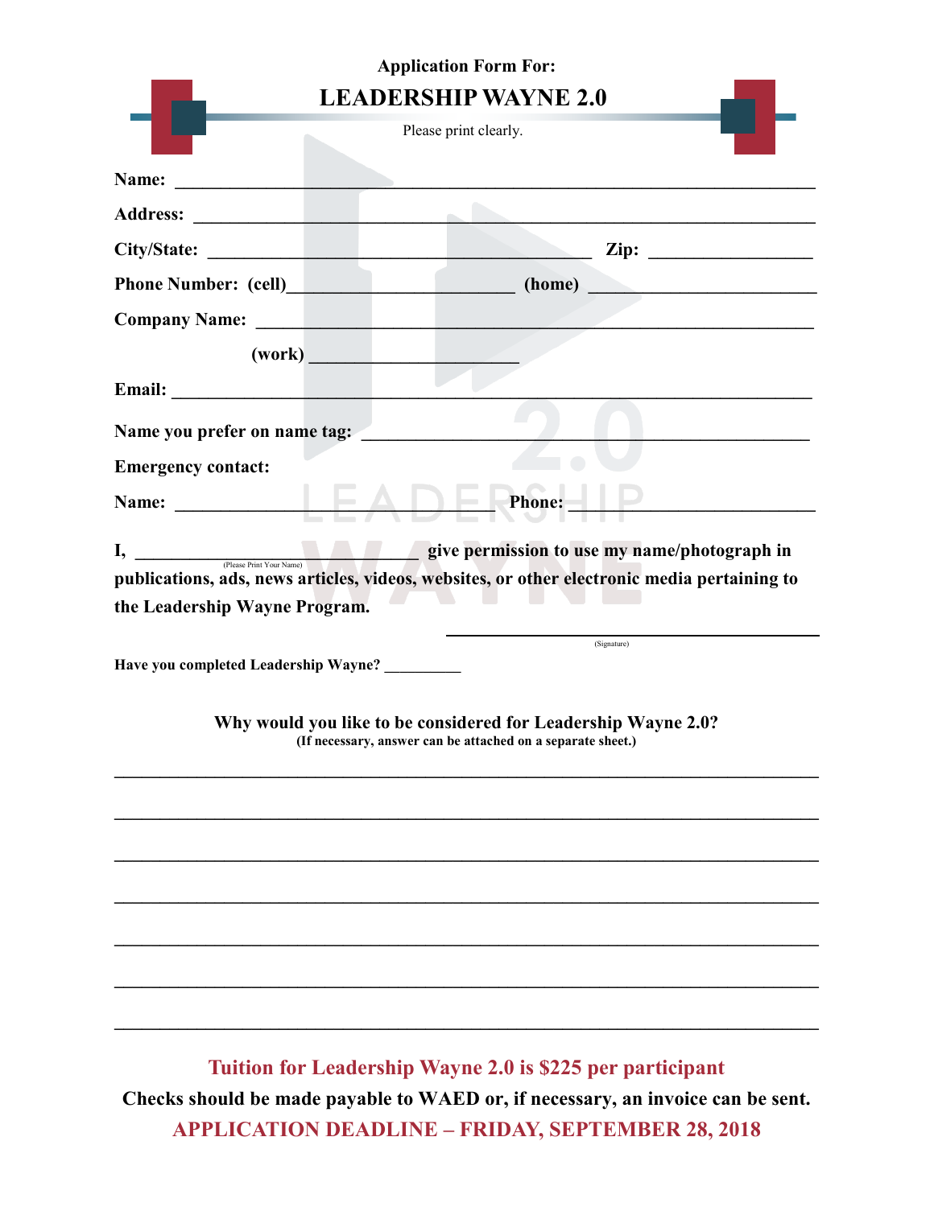Application Form For:

# LEADERSHIP WAYNE 2.0

Please print clearly.

**Name:** ______________________________________________________________

**Address:** ____________________________________________________________

**City/State:** ______________________________________ **Zip:** ________________

**Phone Number: (cell)**______________________ **(home)** ______________________

**Company Name:** _______________________________________________________

**(work)** ______________________

**Email:** ______________________________________________________________

**Name you prefer on name tag:** ____________________________________________

**Emergency contact:**

**Name:** ______________________________ **Phone:** ______________________

**I,** ____________________________ **give permission to use my name/photograph in publications, ads, news articles, videos, websites, or other electronic media pertaining to the Leadership Wayne Program.**

(Please Print Your Name)

____________________________________

(Signature)

**Have you completed Leadership Wayne?** _________

**Why would you like to be considered for Leadership Wayne 2.0?**

**(If necessary, answer can be attached on a separate sheet.)**

_____________________________________________________________________________

_____________________________________________________________________________

_____________________________________________________________________________

_____________________________________________________________________________

_____________________________________________________________________________

_____________________________________________________________________________

_____________________________________________________________________________

**Tuition for Leadership Wayne 2.0 is $225 per participant**

**Checks should be made payable to WAED or, if necessary, an invoice can be sent.**

**APPLICATION DEADLINE – FRIDAY, SEPTEMBER 28, 2018**